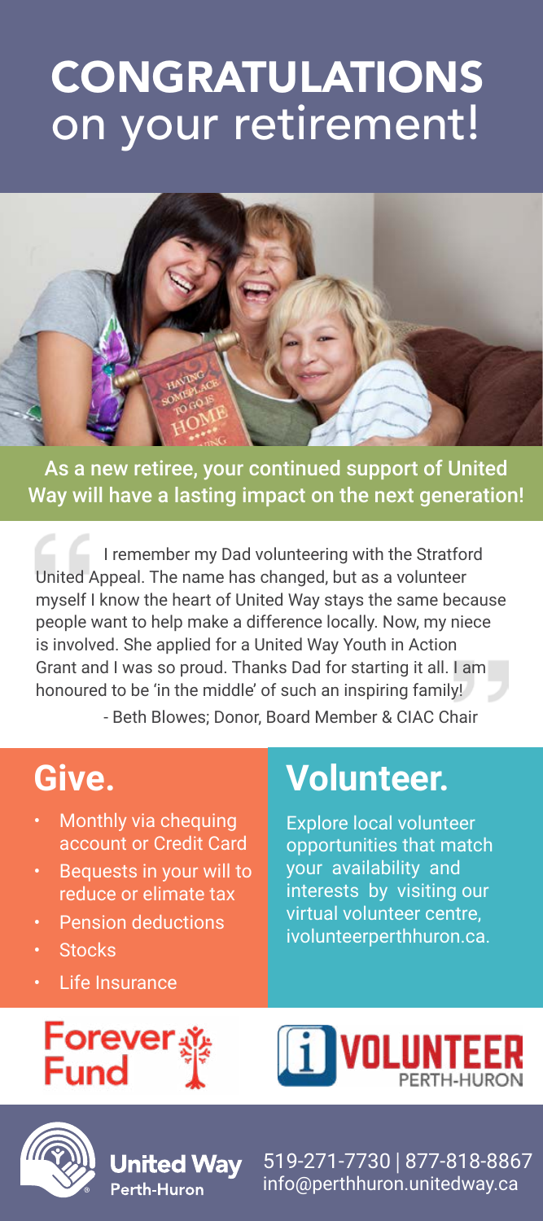# CONGRATULATIONS on your retirement!

**As a new retiree, your continued support of United Way will have a lasting impact on the next generation!**

> I remember my Dad volunteering with the Stratford United Appeal. The name has changed, but as a volunteer myself I know the heart of United Way stays the same because people want to help make a difference locally. Now, my niece is involved. She applied for a United Way Youth in Action Grant and I was so proud. Thanks Dad for starting it all. I am honoured to be 'in the middle' of such an inspiring family!
>
> \- Beth Blowes; Donor, Board Member & CIAC Chair

## Give.

- Monthly via chequing account or Credit Card
- Bequests in your will to reduce or elimate tax
- Pension deductions
- Stocks
- Life Insurance

## Volunteer.

Explore local volunteer opportunities that match your availability and interests by visiting our virtual volunteer centre, ivolunteerperthhuron.ca.

Forever Fund

i VOLUNTEER PERTH-HURON

United Way Perth-Huron

519-271-7730 | 877-818-8867
info@perthhuron.unitedway.ca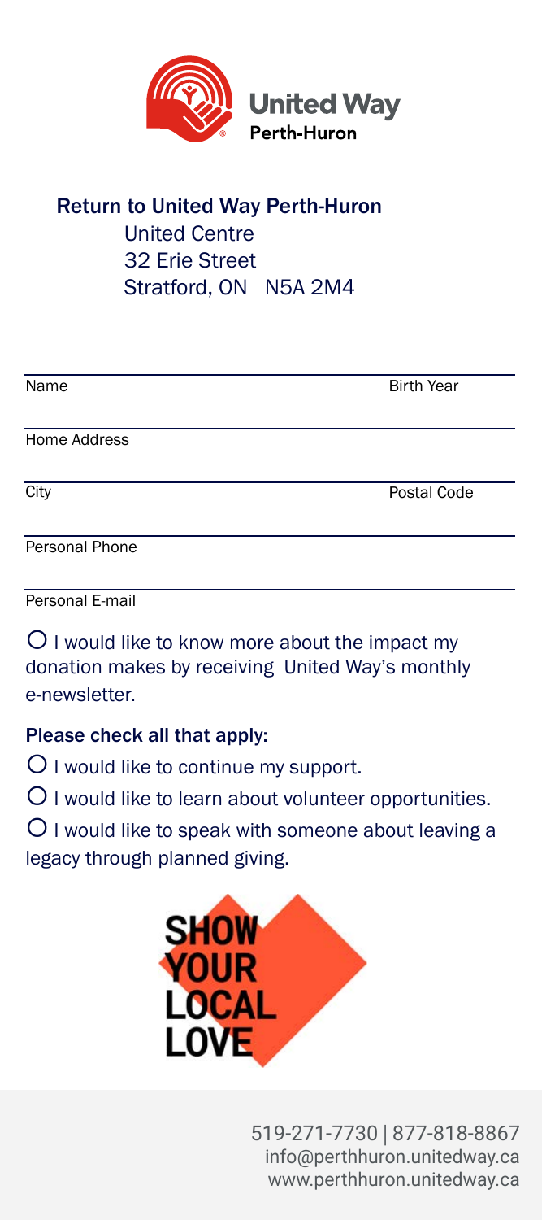United Way
Perth-Huron

## Return to United Way Perth-Huron

United Centre
32 Erie Street
Stratford, ON N5A 2M4

Name ______________________ Birth Year ________

Home Address ______________________

City ______________________ Postal Code ________

Personal Phone ______________________

Personal E-mail ______________________

○ I would like to know more about the impact my donation makes by receiving United Way's monthly e-newsletter.

### Please check all that apply:

○ I would like to continue my support.

○ I would like to learn about volunteer opportunities.

○ I would like to speak with someone about leaving a legacy through planned giving.

SHOW YOUR LOCAL LOVE

519-271-7730 | 877-818-8867
info@perthhuron.unitedway.ca
www.perthhuron.unitedway.ca